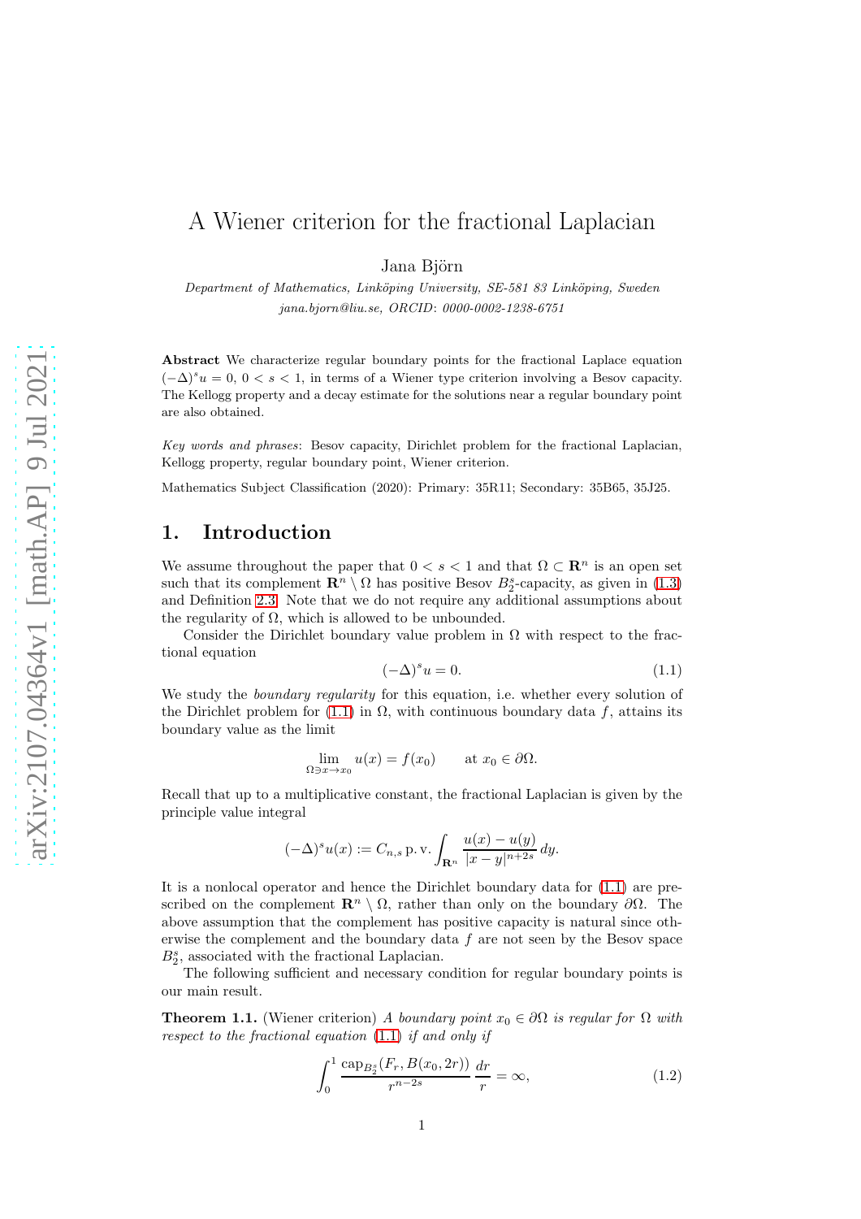# A Wiener criterion for the fractional Laplacian

Jana Björn

*Department of Mathematics, Linköping University, SE-581 83 Linköping, Sweden*
*jana.bjorn@liu.se, ORCID: 0000-0002-1238-6751*

**Abstract** We characterize regular boundary points for the fractional Laplace equation $(-\Delta)^s u = 0$, $0 < s < 1$, in terms of a Wiener type criterion involving a Besov capacity. The Kellogg property and a decay estimate for the solutions near a regular boundary point are also obtained.

*Key words and phrases*: Besov capacity, Dirichlet problem for the fractional Laplacian, Kellogg property, regular boundary point, Wiener criterion.

Mathematics Subject Classification (2020): Primary: 35R11; Secondary: 35B65, 35J25.

## 1. Introduction

We assume throughout the paper that $0 < s < 1$ and that $\Omega \subset \mathbf{R}^n$ is an open set such that its complement $\mathbf{R}^n \setminus \Omega$ has positive Besov $B^s_2$-capacity, as given in (1.3) and Definition 2.3. Note that we do not require any additional assumptions about the regularity of $\Omega$, which is allowed to be unbounded.

Consider the Dirichlet boundary value problem in $\Omega$ with respect to the fractional equation

$$(-\Delta)^s u = 0. \tag{1.1}$$

We study the *boundary regularity* for this equation, i.e. whether every solution of the Dirichlet problem for (1.1) in $\Omega$, with continuous boundary data $f$, attains its boundary value as the limit

$$\lim_{\Omega \ni x \to x_0} u(x) = f(x_0) \qquad \text{at } x_0 \in \partial\Omega.$$

Recall that up to a multiplicative constant, the fractional Laplacian is given by the principle value integral

$$(-\Delta)^s u(x) := C_{n,s} \, \text{p.v.} \int_{\mathbf{R}^n} \frac{u(x) - u(y)}{|x-y|^{n+2s}} \, dy.$$

It is a nonlocal operator and hence the Dirichlet boundary data for (1.1) are prescribed on the complement $\mathbf{R}^n \setminus \Omega$, rather than only on the boundary $\partial\Omega$. The above assumption that the complement has positive capacity is natural since otherwise the complement and the boundary data $f$ are not seen by the Besov space $B^s_2$, associated with the fractional Laplacian.

The following sufficient and necessary condition for regular boundary points is our main result.

**Theorem 1.1.** (Wiener criterion) *A boundary point $x_0 \in \partial\Omega$ is regular for $\Omega$ with respect to the fractional equation (1.1) if and only if*

$$\int_0^1 \frac{\text{cap}_{B^s_2}(F_r, B(x_0, 2r))}{r^{n-2s}} \frac{dr}{r} = \infty, \tag{1.2}$$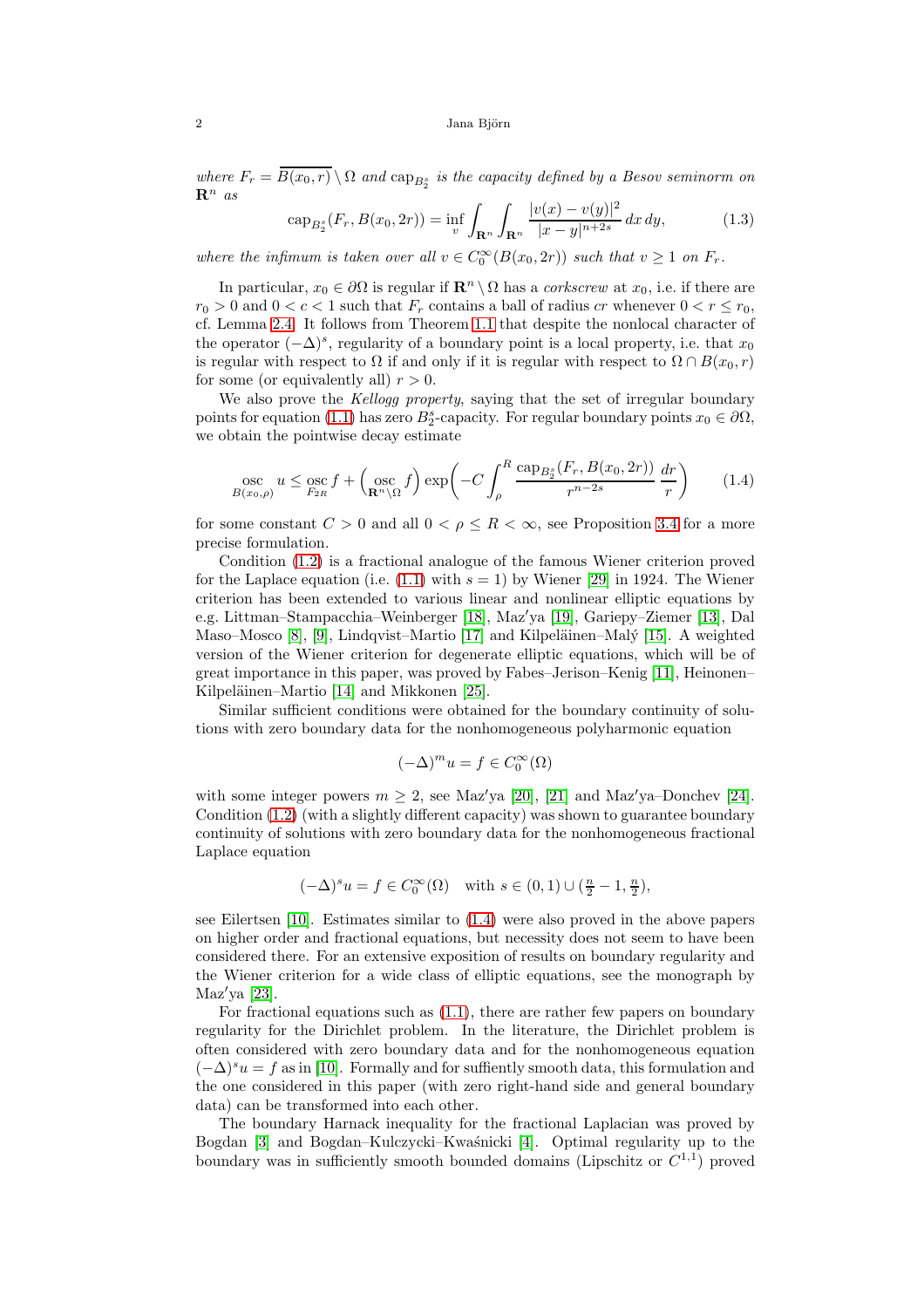*where $F_r = \overline{B(x_0,r)} \setminus \Omega$ and $\mathrm{cap}_{B_2^s}$ is the capacity defined by a Besov seminorm on $\mathbf{R}^n$ as*

$$\mathrm{cap}_{B_2^s}(F_r, B(x_0,2r)) = \inf_v \int_{\mathbf{R}^n}\int_{\mathbf{R}^n} \frac{|v(x)-v(y)|^2}{|x-y|^{n+2s}}\,dx\,dy, \tag{1.3}$$

*where the infimum is taken over all $v \in C_0^\infty(B(x_0,2r))$ such that $v \ge 1$ on $F_r$.*

In particular, $x_0 \in \partial\Omega$ is regular if $\mathbf{R}^n \setminus \Omega$ has a *corkscrew* at $x_0$, i.e. if there are $r_0 > 0$ and $0 < c < 1$ such that $F_r$ contains a ball of radius $cr$ whenever $0 < r \le r_0$, cf. Lemma 2.4. It follows from Theorem 1.1 that despite the nonlocal character of the operator $(-\Delta)^s$, regularity of a boundary point is a local property, i.e. that $x_0$ is regular with respect to $\Omega$ if and only if it is regular with respect to $\Omega \cap B(x_0,r)$ for some (or equivalently all) $r > 0$.

We also prove the *Kellogg property*, saying that the set of irregular boundary points for equation (1.1) has zero $B_2^s$-capacity. For regular boundary points $x_0 \in \partial\Omega$, we obtain the pointwise decay estimate

$$\operatorname*{osc}_{B(x_0,\rho)} u \le \operatorname*{osc}_{F_{2R}} f + \Big(\operatorname*{osc}_{\mathbf{R}^n\setminus\Omega} f\Big) \exp\bigg(-C\int_\rho^R \frac{\mathrm{cap}_{B_2^s}(F_r, B(x_0,2r))}{r^{n-2s}}\,\frac{dr}{r}\bigg) \tag{1.4}$$

for some constant $C > 0$ and all $0 < \rho \le R < \infty$, see Proposition 3.4 for a more precise formulation.

Condition (1.2) is a fractional analogue of the famous Wiener criterion proved for the Laplace equation (i.e. (1.1) with $s = 1$) by Wiener [29] in 1924. The Wiener criterion has been extended to various linear and nonlinear elliptic equations by e.g. Littman–Stampacchia–Weinberger [18], Maz′ya [19], Gariepy–Ziemer [13], Dal Maso–Mosco [8], [9], Lindqvist–Martio [17] and Kilpeläinen–Malý [15]. A weighted version of the Wiener criterion for degenerate elliptic equations, which will be of great importance in this paper, was proved by Fabes–Jerison–Kenig [11], Heinonen–Kilpeläinen–Martio [14] and Mikkonen [25].

Similar sufficient conditions were obtained for the boundary continuity of solutions with zero boundary data for the nonhomogeneous polyharmonic equation

$$(-\Delta)^m u = f \in C_0^\infty(\Omega)$$

with some integer powers $m \ge 2$, see Maz′ya [20], [21] and Maz′ya–Donchev [24]. Condition (1.2) (with a slightly different capacity) was shown to guarantee boundary continuity of solutions with zero boundary data for the nonhomogeneous fractional Laplace equation

$$(-\Delta)^s u = f \in C_0^\infty(\Omega) \quad \text{with } s \in (0,1) \cup (\tfrac{n}{2}-1, \tfrac{n}{2}),$$

see Eilertsen [10]. Estimates similar to (1.4) were also proved in the above papers on higher order and fractional equations, but necessity does not seem to have been considered there. For an extensive exposition of results on boundary regularity and the Wiener criterion for a wide class of elliptic equations, see the monograph by Maz′ya [23].

For fractional equations such as (1.1), there are rather few papers on boundary regularity for the Dirichlet problem. In the literature, the Dirichlet problem is often considered with zero boundary data and for the nonhomogeneous equation $(-\Delta)^s u = f$ as in [10]. Formally and for suffiently smooth data, this formulation and the one considered in this paper (with zero right-hand side and general boundary data) can be transformed into each other.

The boundary Harnack inequality for the fractional Laplacian was proved by Bogdan [3] and Bogdan–Kulczycki–Kwaśnicki [4]. Optimal regularity up to the boundary was in sufficiently smooth bounded domains (Lipschitz or $C^{1,1}$) proved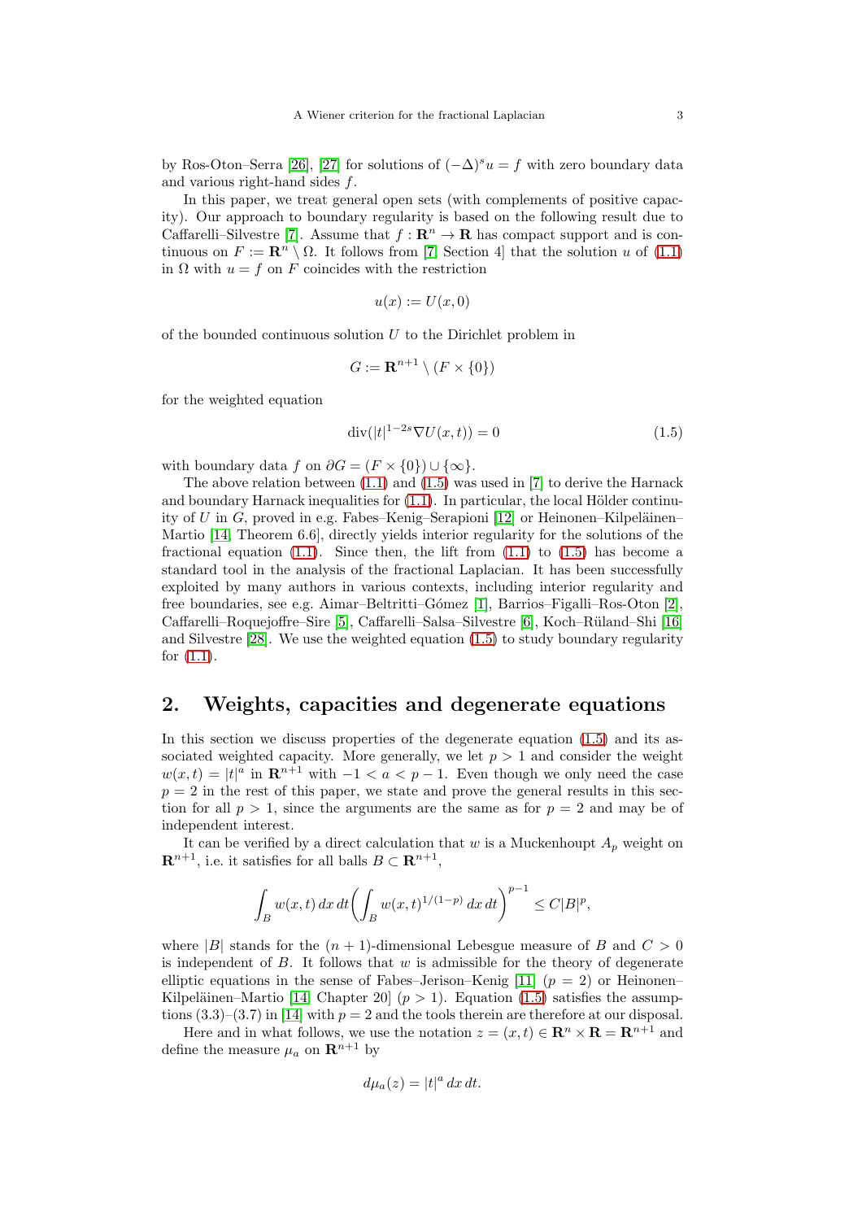by Ros-Oton–Serra [26], [27] for solutions of $(-\Delta)^s u = f$ with zero boundary data and various right-hand sides $f$.

In this paper, we treat general open sets (with complements of positive capacity). Our approach to boundary regularity is based on the following result due to Caffarelli–Silvestre [7]. Assume that $f : \mathbf{R}^n \to \mathbf{R}$ has compact support and is continuous on $F := \mathbf{R}^n \setminus \Omega$. It follows from [7, Section 4] that the solution $u$ of (1.1) in $\Omega$ with $u = f$ on $F$ coincides with the restriction

$$u(x) := U(x, 0)$$

of the bounded continuous solution $U$ to the Dirichlet problem in

$$G := \mathbf{R}^{n+1} \setminus (F \times \{0\})$$

for the weighted equation

$$\operatorname{div}(|t|^{1-2s} \nabla U(x,t)) = 0 \tag{1.5}$$

with boundary data $f$ on $\partial G = (F \times \{0\}) \cup \{\infty\}$.

The above relation between (1.1) and (1.5) was used in [7] to derive the Harnack and boundary Harnack inequalities for (1.1). In particular, the local Hölder continuity of $U$ in $G$, proved in e.g. Fabes–Kenig–Serapioni [12] or Heinonen–Kilpeläinen–Martio [14, Theorem 6.6], directly yields interior regularity for the solutions of the fractional equation (1.1). Since then, the lift from (1.1) to (1.5) has become a standard tool in the analysis of the fractional Laplacian. It has been successfully exploited by many authors in various contexts, including interior regularity and free boundaries, see e.g. Aimar–Beltritti–Gómez [1], Barrios–Figalli–Ros-Oton [2], Caffarelli–Roquejoffre–Sire [5], Caffarelli–Salsa–Silvestre [6], Koch–Rüland–Shi [16] and Silvestre [28]. We use the weighted equation (1.5) to study boundary regularity for (1.1).

## 2. Weights, capacities and degenerate equations

In this section we discuss properties of the degenerate equation (1.5) and its associated weighted capacity. More generally, we let $p > 1$ and consider the weight $w(x,t) = |t|^a$ in $\mathbf{R}^{n+1}$ with $-1 < a < p - 1$. Even though we only need the case $p = 2$ in the rest of this paper, we state and prove the general results in this section for all $p > 1$, since the arguments are the same as for $p = 2$ and may be of independent interest.

It can be verified by a direct calculation that $w$ is a Muckenhoupt $A_p$ weight on $\mathbf{R}^{n+1}$, i.e. it satisfies for all balls $B \subset \mathbf{R}^{n+1}$,

$$\int_B w(x,t)\,dx\,dt \biggl( \int_B w(x,t)^{1/(1-p)}\,dx\,dt \biggr)^{p-1} \le C|B|^p,$$

where $|B|$ stands for the $(n+1)$-dimensional Lebesgue measure of $B$ and $C > 0$ is independent of $B$. It follows that $w$ is admissible for the theory of degenerate elliptic equations in the sense of Fabes–Jerison–Kenig [11] ($p = 2$) or Heinonen–Kilpeläinen–Martio [14, Chapter 20] ($p > 1$). Equation (1.5) satisfies the assumptions (3.3)–(3.7) in [14] with $p = 2$ and the tools therein are therefore at our disposal.

Here and in what follows, we use the notation $z = (x,t) \in \mathbf{R}^n \times \mathbf{R} = \mathbf{R}^{n+1}$ and define the measure $\mu_a$ on $\mathbf{R}^{n+1}$ by

$$d\mu_a(z) = |t|^a\,dx\,dt.$$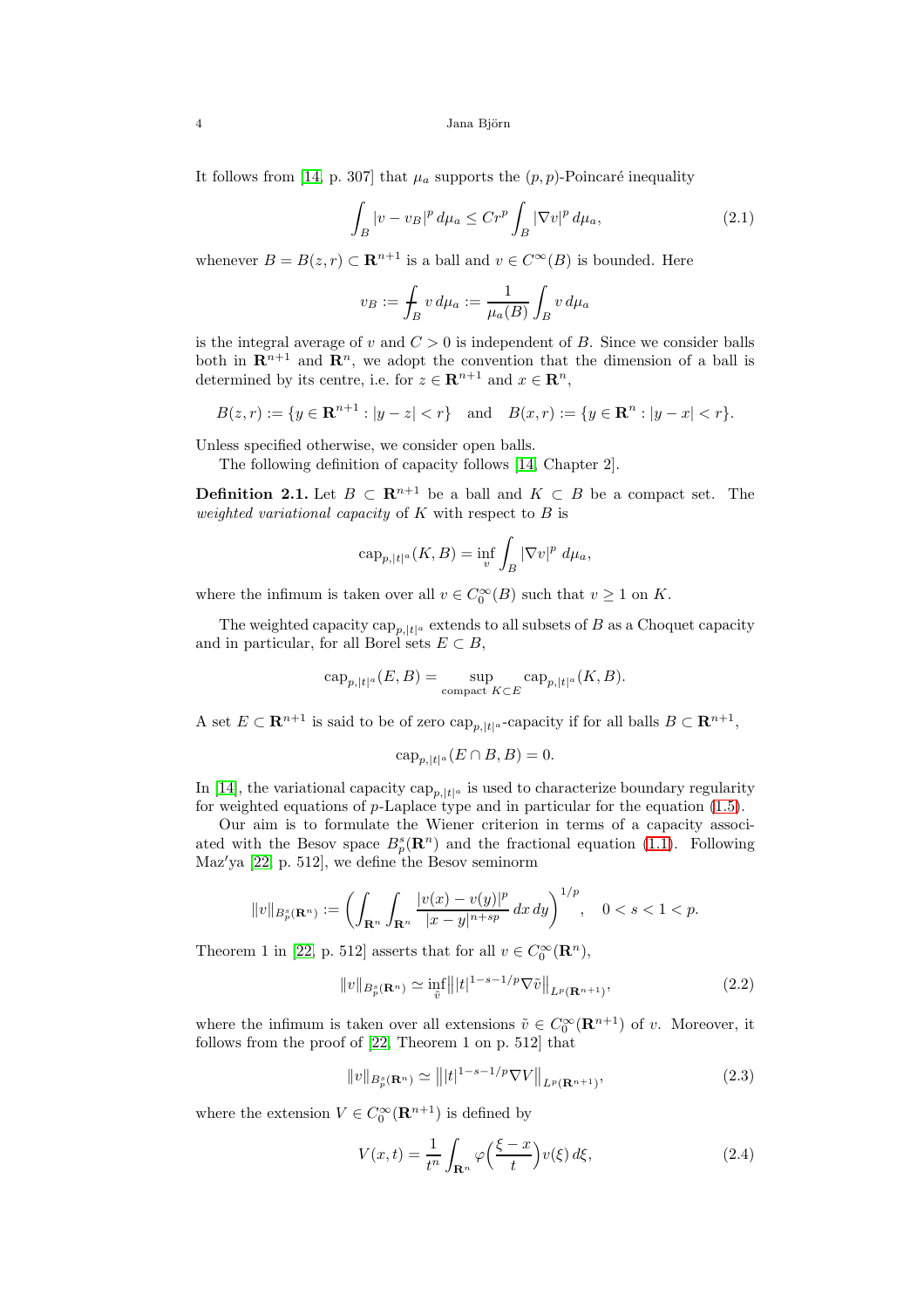It follows from [14, p. 307] that $\mu_a$ supports the $(p,p)$-Poincaré inequality

$$\int_B |v - v_B|^p \, d\mu_a \le C r^p \int_B |\nabla v|^p \, d\mu_a, \tag{2.1}$$

whenever $B = B(z,r) \subset \mathbf{R}^{n+1}$ is a ball and $v \in C^\infty(B)$ is bounded. Here

$$v_B := \fint_B v \, d\mu_a := \frac{1}{\mu_a(B)} \int_B v \, d\mu_a$$

is the integral average of $v$ and $C > 0$ is independent of $B$. Since we consider balls both in $\mathbf{R}^{n+1}$ and $\mathbf{R}^n$, we adopt the convention that the dimension of a ball is determined by its centre, i.e. for $z \in \mathbf{R}^{n+1}$ and $x \in \mathbf{R}^n$,

$$B(z,r) := \{y \in \mathbf{R}^{n+1} : |y - z| < r\} \quad \text{and} \quad B(x,r) := \{y \in \mathbf{R}^n : |y - x| < r\}.$$

Unless specified otherwise, we consider open balls.

The following definition of capacity follows [14, Chapter 2].

**Definition 2.1.** Let $B \subset \mathbf{R}^{n+1}$ be a ball and $K \subset B$ be a compact set. The *weighted variational capacity* of $K$ with respect to $B$ is

$$\operatorname{cap}_{p,|t|^a}(K,B) = \inf_v \int_B |\nabla v|^p \, d\mu_a,$$

where the infimum is taken over all $v \in C_0^\infty(B)$ such that $v \ge 1$ on $K$.

The weighted capacity $\operatorname{cap}_{p,|t|^a}$ extends to all subsets of $B$ as a Choquet capacity and in particular, for all Borel sets $E \subset B$,

$$\operatorname{cap}_{p,|t|^a}(E,B) = \sup_{\text{compact } K \subset E} \operatorname{cap}_{p,|t|^a}(K,B).$$

A set $E \subset \mathbf{R}^{n+1}$ is said to be of zero $\operatorname{cap}_{p,|t|^a}$-capacity if for all balls $B \subset \mathbf{R}^{n+1}$,

$$\operatorname{cap}_{p,|t|^a}(E \cap B, B) = 0.$$

In [14], the variational capacity $\operatorname{cap}_{p,|t|^a}$ is used to characterize boundary regularity for weighted equations of $p$-Laplace type and in particular for the equation (1.5).

Our aim is to formulate the Wiener criterion in terms of a capacity associated with the Besov space $B_p^s(\mathbf{R}^n)$ and the fractional equation (1.1). Following Maz′ya [22, p. 512], we define the Besov seminorm

$$\|v\|_{B_p^s(\mathbf{R}^n)} := \biggl( \int_{\mathbf{R}^n} \int_{\mathbf{R}^n} \frac{|v(x) - v(y)|^p}{|x - y|^{n+sp}} \, dx \, dy \biggr)^{1/p}, \quad 0 < s < 1 < p.$$

Theorem 1 in [22, p. 512] asserts that for all $v \in C_0^\infty(\mathbf{R}^n)$,

$$\|v\|_{B_p^s(\mathbf{R}^n)} \simeq \inf_{\tilde v} \bigl\| |t|^{1-s-1/p} \nabla \tilde v \bigr\|_{L^p(\mathbf{R}^{n+1})}, \tag{2.2}$$

where the infimum is taken over all extensions $\tilde v \in C_0^\infty(\mathbf{R}^{n+1})$ of $v$. Moreover, it follows from the proof of [22, Theorem 1 on p. 512] that

$$\|v\|_{B_p^s(\mathbf{R}^n)} \simeq \bigl\| |t|^{1-s-1/p} \nabla V \bigr\|_{L^p(\mathbf{R}^{n+1})}, \tag{2.3}$$

where the extension $V \in C_0^\infty(\mathbf{R}^{n+1})$ is defined by

$$V(x,t) = \frac{1}{t^n} \int_{\mathbf{R}^n} \varphi\Bigl(\frac{\xi - x}{t}\Bigr) v(\xi) \, d\xi, \tag{2.4}$$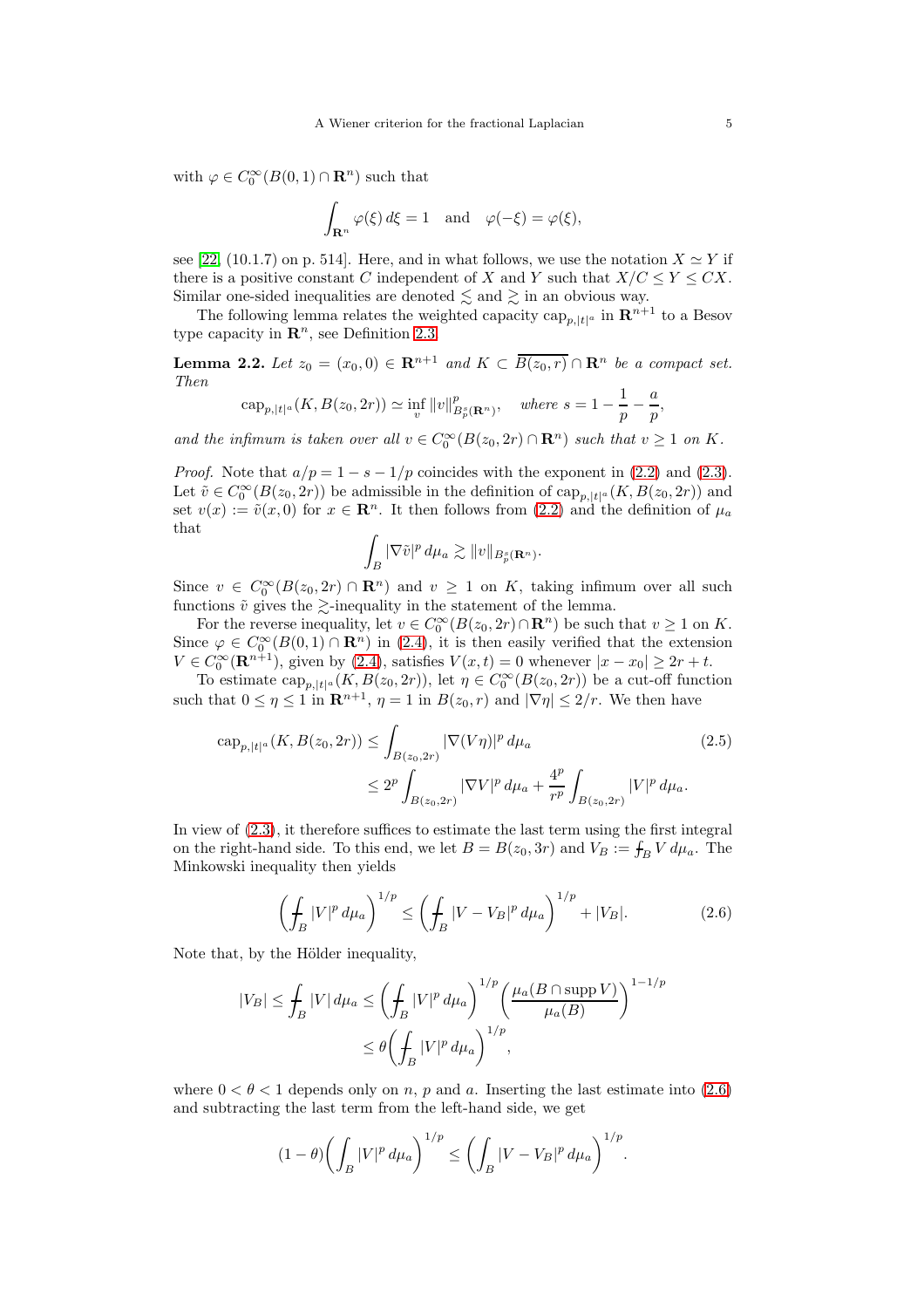with $\varphi \in C_0^\infty(B(0,1) \cap \mathbf{R}^n)$ such that

$$\int_{\mathbf{R}^n} \varphi(\xi)\, d\xi = 1 \quad \text{and} \quad \varphi(-\xi) = \varphi(\xi),$$

see [22, (10.1.7) on p. 514]. Here, and in what follows, we use the notation $X \simeq Y$ if there is a positive constant $C$ independent of $X$ and $Y$ such that $X/C \le Y \le CX$. Similar one-sided inequalities are denoted $\lesssim$ and $\gtrsim$ in an obvious way.

The following lemma relates the weighted capacity $\operatorname{cap}_{p,|t|^a}$ in $\mathbf{R}^{n+1}$ to a Besov type capacity in $\mathbf{R}^n$, see Definition 2.3.

**Lemma 2.2.** *Let $z_0 = (x_0, 0) \in \mathbf{R}^{n+1}$ and $K \subset \overline{B(z_0,r)} \cap \mathbf{R}^n$ be a compact set. Then*

$$\operatorname{cap}_{p,|t|^a}(K, B(z_0,2r)) \simeq \inf_v \|v\|^p_{B^s_p(\mathbf{R}^n)}, \quad \text{where } s = 1 - \frac{1}{p} - \frac{a}{p},$$

*and the infimum is taken over all $v \in C_0^\infty(B(z_0,2r) \cap \mathbf{R}^n)$ such that $v \ge 1$ on $K$.*

*Proof.* Note that $a/p = 1 - s - 1/p$ coincides with the exponent in (2.2) and (2.3). Let $\tilde v \in C_0^\infty(B(z_0,2r))$ be admissible in the definition of $\operatorname{cap}_{p,|t|^a}(K, B(z_0,2r))$ and set $v(x) := \tilde v(x,0)$ for $x \in \mathbf{R}^n$. It then follows from (2.2) and the definition of $\mu_a$ that

$$\int_B |\nabla \tilde v|^p \, d\mu_a \gtrsim \|v\|_{B^s_p(\mathbf{R}^n)}.$$

Since $v \in C_0^\infty(B(z_0,2r) \cap \mathbf{R}^n)$ and $v \ge 1$ on $K$, taking infimum over all such functions $\tilde v$ gives the $\gtrsim$-inequality in the statement of the lemma.

For the reverse inequality, let $v \in C_0^\infty(B(z_0,2r) \cap \mathbf{R}^n)$ be such that $v \ge 1$ on $K$. Since $\varphi \in C_0^\infty(B(0,1) \cap \mathbf{R}^n)$ in (2.4), it is then easily verified that the extension $V \in C_0^\infty(\mathbf{R}^{n+1})$, given by (2.4), satisfies $V(x,t) = 0$ whenever $|x - x_0| \ge 2r + t$.

To estimate $\operatorname{cap}_{p,|t|^a}(K, B(z_0,2r))$, let $\eta \in C_0^\infty(B(z_0,2r))$ be a cut-off function such that $0 \le \eta \le 1$ in $\mathbf{R}^{n+1}$, $\eta = 1$ in $B(z_0,r)$ and $|\nabla \eta| \le 2/r$. We then have

$$\begin{aligned}
\operatorname{cap}_{p,|t|^a}(K, B(z_0,2r)) &\le \int_{B(z_0,2r)} |\nabla(V\eta)|^p \, d\mu_a \\
&\le 2^p \int_{B(z_0,2r)} |\nabla V|^p \, d\mu_a + \frac{4^p}{r^p} \int_{B(z_0,2r)} |V|^p \, d\mu_a.
\end{aligned} \tag{2.5}$$

In view of (2.3), it therefore suffices to estimate the last term using the first integral on the right-hand side. To this end, we let $B = B(z_0,3r)$ and $V_B := \fint_B V \, d\mu_a$. The Minkowski inequality then yields

$$\biggl( \fint_B |V|^p \, d\mu_a \biggr)^{1/p} \le \biggl( \fint_B |V - V_B|^p \, d\mu_a \biggr)^{1/p} + |V_B|. \tag{2.6}$$

Note that, by the Hölder inequality,

$$\begin{aligned}
|V_B| \le \fint_B |V| \, d\mu_a &\le \biggl( \fint_B |V|^p \, d\mu_a \biggr)^{1/p} \biggl( \frac{\mu_a(B \cap \operatorname{supp} V)}{\mu_a(B)} \biggr)^{1-1/p} \\
&\le \theta \biggl( \fint_B |V|^p \, d\mu_a \biggr)^{1/p},
\end{aligned}$$

where $0 < \theta < 1$ depends only on $n$, $p$ and $a$. Inserting the last estimate into (2.6) and subtracting the last term from the left-hand side, we get

$$(1-\theta) \biggl( \int_B |V|^p \, d\mu_a \biggr)^{1/p} \le \biggl( \int_B |V - V_B|^p \, d\mu_a \biggr)^{1/p}.$$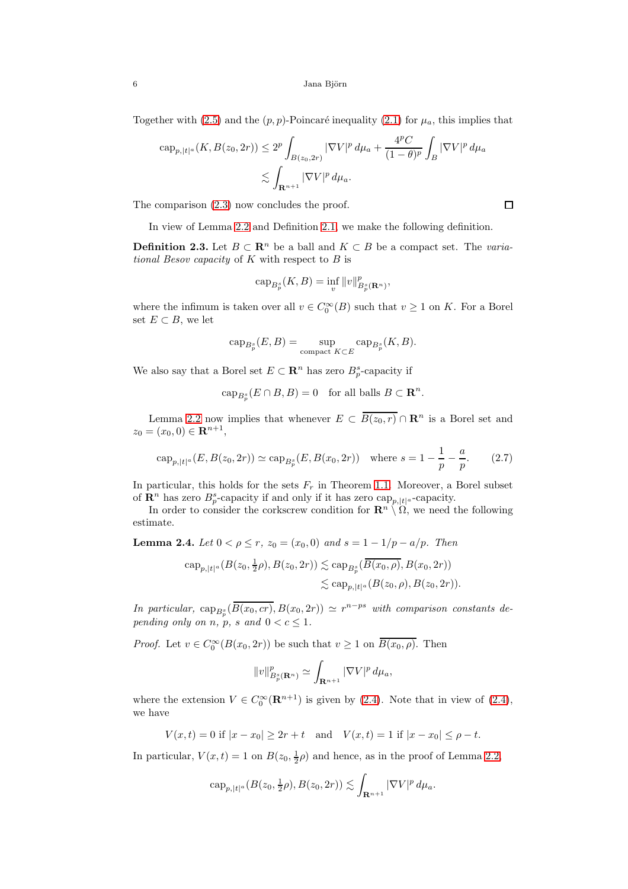Together with (2.5) and the $(p,p)$-Poincaré inequality (2.1) for $\mu_a$, this implies that

$$\operatorname{cap}_{p,|t|^a}(K, B(z_0,2r)) \le 2^p \int_{B(z_0,2r)} |\nabla V|^p \, d\mu_a + \frac{4^p C}{(1-\theta)^p} \int_B |\nabla V|^p \, d\mu_a$$
$$\lesssim \int_{\mathbf{R}^{n+1}} |\nabla V|^p \, d\mu_a.$$

The comparison (2.3) now concludes the proof. $\square$

In view of Lemma 2.2 and Definition 2.1, we make the following definition.

**Definition 2.3.** Let $B \subset \mathbf{R}^n$ be a ball and $K \subset B$ be a compact set. The *variational Besov capacity* of $K$ with respect to $B$ is

$$\operatorname{cap}_{B_p^s}(K, B) = \inf_v \|v\|^p_{B_p^s(\mathbf{R}^n)},$$

where the infimum is taken over all $v \in C_0^\infty(B)$ such that $v \ge 1$ on $K$. For a Borel set $E \subset B$, we let

$$\operatorname{cap}_{B_p^s}(E, B) = \sup_{\text{compact } K \subset E} \operatorname{cap}_{B_p^s}(K, B).$$

We also say that a Borel set $E \subset \mathbf{R}^n$ has zero $B_p^s$-capacity if

$$\operatorname{cap}_{B_p^s}(E \cap B, B) = 0 \quad \text{for all balls } B \subset \mathbf{R}^n.$$

Lemma 2.2 now implies that whenever $E \subset \overline{B(z_0,r)} \cap \mathbf{R}^n$ is a Borel set and $z_0 = (x_0, 0) \in \mathbf{R}^{n+1}$,

$$\operatorname{cap}_{p,|t|^a}(E, B(z_0,2r)) \simeq \operatorname{cap}_{B_p^s}(E, B(x_0,2r)) \quad \text{where } s = 1 - \frac{1}{p} - \frac{a}{p}. \tag{2.7}$$

In particular, this holds for the sets $F_r$ in Theorem 1.1. Moreover, a Borel subset of $\mathbf{R}^n$ has zero $B_p^s$-capacity if and only if it has zero $\operatorname{cap}_{p,|t|^a}$-capacity.

In order to consider the corkscrew condition for $\mathbf{R}^n \setminus \Omega$, we need the following estimate.

**Lemma 2.4.** *Let $0 < \rho \le r$, $z_0 = (x_0, 0)$ and $s = 1 - 1/p - a/p$. Then*

$$\operatorname{cap}_{p,|t|^a}(B(z_0, \tfrac{1}{2}\rho), B(z_0,2r)) \lesssim \operatorname{cap}_{B_p^s}(\overline{B(x_0,\rho)}, B(x_0,2r))$$
$$\lesssim \operatorname{cap}_{p,|t|^a}(B(z_0,\rho), B(z_0,2r)).$$

*In particular,* $\operatorname{cap}_{B_p^s}(\overline{B(x_0,cr)}, B(x_0,2r)) \simeq r^{n-ps}$ *with comparison constants depending only on $n$, $p$, $s$ and $0 < c \le 1$.*

*Proof.* Let $v \in C_0^\infty(B(x_0,2r))$ be such that $v \ge 1$ on $\overline{B(x_0,\rho)}$. Then

$$\|v\|^p_{B_p^s(\mathbf{R}^n)} \simeq \int_{\mathbf{R}^{n+1}} |\nabla V|^p \, d\mu_a,$$

where the extension $V \in C_0^\infty(\mathbf{R}^{n+1})$ is given by (2.4). Note that in view of (2.4), we have

$$V(x,t) = 0 \text{ if } |x - x_0| \ge 2r + t \quad \text{and} \quad V(x,t) = 1 \text{ if } |x - x_0| \le \rho - t.$$

In particular, $V(x,t) = 1$ on $B(z_0, \frac{1}{2}\rho)$ and hence, as in the proof of Lemma 2.2,

$$\operatorname{cap}_{p,|t|^a}(B(z_0, \tfrac{1}{2}\rho), B(z_0,2r)) \lesssim \int_{\mathbf{R}^{n+1}} |\nabla V|^p \, d\mu_a.$$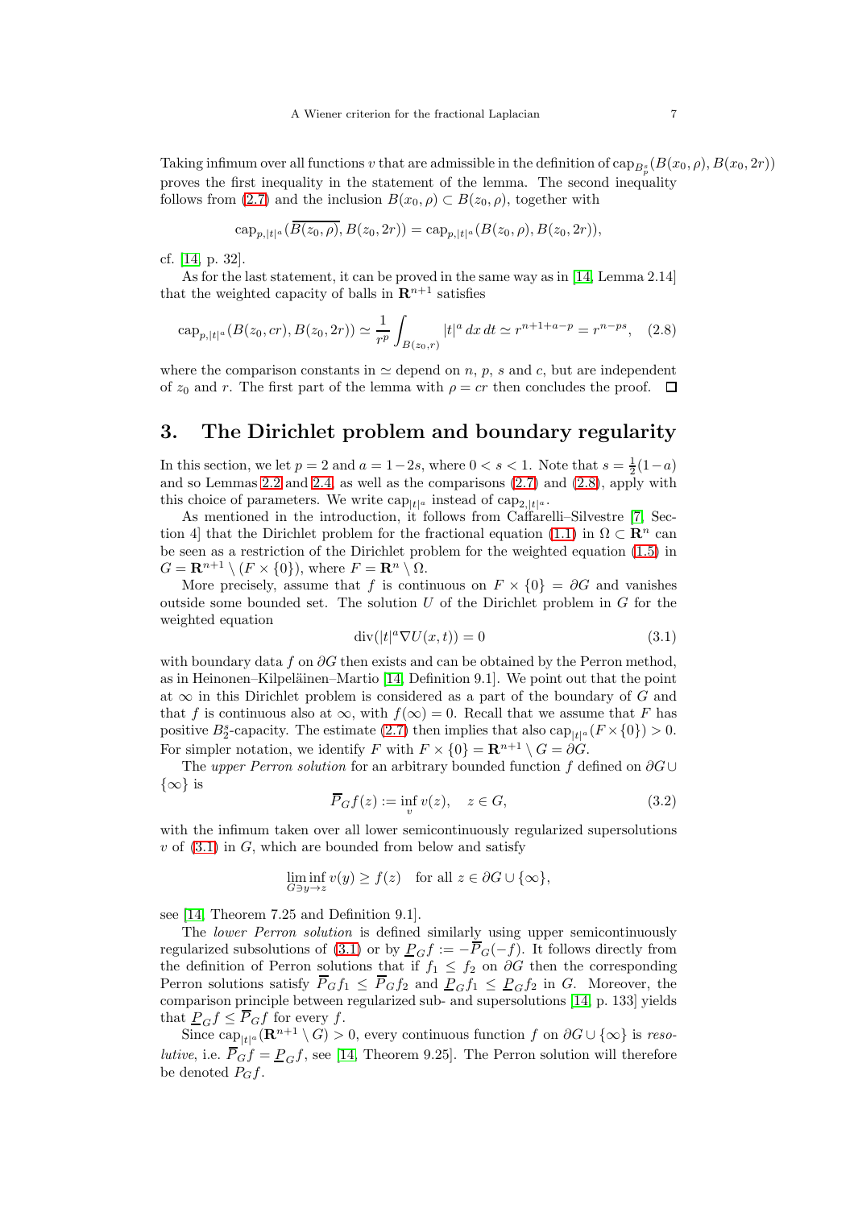Taking infimum over all functions $v$ that are admissible in the definition of $\operatorname{cap}_{B^s_p}(B(x_0,\rho),B(x_0,2r))$ proves the first inequality in the statement of the lemma. The second inequality follows from (2.7) and the inclusion $B(x_0,\rho)\subset B(z_0,\rho)$, together with

$$\operatorname{cap}_{p,|t|^a}(\overline{B(z_0,\rho)},B(z_0,2r))=\operatorname{cap}_{p,|t|^a}(B(z_0,\rho),B(z_0,2r)),$$

cf. [14, p. 32].

As for the last statement, it can be proved in the same way as in [14, Lemma 2.14] that the weighted capacity of balls in $\mathbf{R}^{n+1}$ satisfies

$$\operatorname{cap}_{p,|t|^a}(B(z_0,cr),B(z_0,2r))\simeq\frac{1}{r^p}\int_{B(z_0,r)}|t|^a\,dx\,dt\simeq r^{n+1+a-p}=r^{n-ps},\tag{2.8}$$

where the comparison constants in $\simeq$ depend on $n$, $p$, $s$ and $c$, but are independent of $z_0$ and $r$. The first part of the lemma with $\rho=cr$ then concludes the proof. $\square$

## 3. The Dirichlet problem and boundary regularity

In this section, we let $p=2$ and $a=1-2s$, where $0<s<1$. Note that $s=\frac{1}{2}(1-a)$ and so Lemmas 2.2 and 2.4, as well as the comparisons (2.7) and (2.8), apply with this choice of parameters. We write $\operatorname{cap}_{|t|^a}$ instead of $\operatorname{cap}_{2,|t|^a}$.

As mentioned in the introduction, it follows from Caffarelli–Silvestre [7, Section 4] that the Dirichlet problem for the fractional equation (1.1) in $\Omega\subset\mathbf{R}^n$ can be seen as a restriction of the Dirichlet problem for the weighted equation (1.5) in $G=\mathbf{R}^{n+1}\setminus(F\times\{0\})$, where $F=\mathbf{R}^n\setminus\Omega$.

More precisely, assume that $f$ is continuous on $F\times\{0\}=\partial G$ and vanishes outside some bounded set. The solution $U$ of the Dirichlet problem in $G$ for the weighted equation

$$\operatorname{div}(|t|^a\nabla U(x,t))=0\tag{3.1}$$

with boundary data $f$ on $\partial G$ then exists and can be obtained by the Perron method, as in Heinonen–Kilpeläinen–Martio [14, Definition 9.1]. We point out that the point at $\infty$ in this Dirichlet problem is considered as a part of the boundary of $G$ and that $f$ is continuous also at $\infty$, with $f(\infty)=0$. Recall that we assume that $F$ has positive $B^s_2$-capacity. The estimate (2.7) then implies that also $\operatorname{cap}_{|t|^a}(F\times\{0\})>0$. For simpler notation, we identify $F$ with $F\times\{0\}=\mathbf{R}^{n+1}\setminus G=\partial G$.

The *upper Perron solution* for an arbitrary bounded function $f$ defined on $\partial G\cup\{\infty\}$ is

$$\overline{P}_Gf(z):=\inf_v v(z),\quad z\in G,\tag{3.2}$$

with the infimum taken over all lower semicontinuously regularized supersolutions $v$ of (3.1) in $G$, which are bounded from below and satisfy

$$\liminf_{G\ni y\to z}v(y)\ge f(z)\quad\text{for all } z\in\partial G\cup\{\infty\},$$

see [14, Theorem 7.25 and Definition 9.1].

The *lower Perron solution* is defined similarly using upper semicontinuously regularized subsolutions of (3.1) or by $\underline{P}_Gf:=-\overline{P}_G(-f)$. It follows directly from the definition of Perron solutions that if $f_1\le f_2$ on $\partial G$ then the corresponding Perron solutions satisfy $\overline{P}_Gf_1\le\overline{P}_Gf_2$ and $\underline{P}_Gf_1\le\underline{P}_Gf_2$ in $G$. Moreover, the comparison principle between regularized sub- and supersolutions [14, p. 133] yields that $\underline{P}_Gf\le\overline{P}_Gf$ for every $f$.

Since $\operatorname{cap}_{|t|^a}(\mathbf{R}^{n+1}\setminus G)>0$, every continuous function $f$ on $\partial G\cup\{\infty\}$ is *resolutive*, i.e. $\overline{P}_Gf=\underline{P}_Gf$, see [14, Theorem 9.25]. The Perron solution will therefore be denoted $P_Gf$.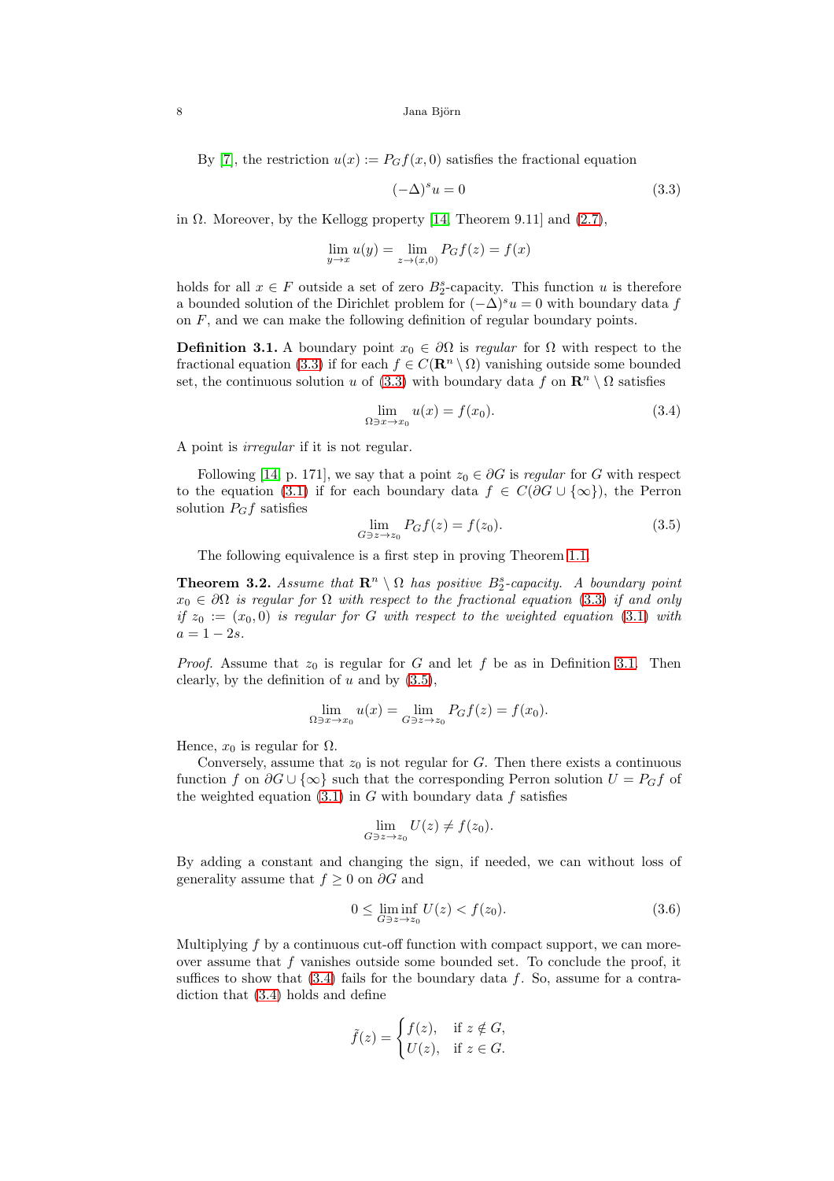By [7], the restriction $u(x) := P_G f(x,0)$ satisfies the fractional equation

$$(-\Delta)^s u = 0 \tag{3.3}$$

in $\Omega$. Moreover, by the Kellogg property [14, Theorem 9.11] and (2.7),

$$\lim_{y\to x} u(y) = \lim_{z\to(x,0)} P_G f(z) = f(x)$$

holds for all $x \in F$ outside a set of zero $B_2^s$-capacity. This function $u$ is therefore a bounded solution of the Dirichlet problem for $(-\Delta)^s u = 0$ with boundary data $f$ on $F$, and we can make the following definition of regular boundary points.

**Definition 3.1.** A boundary point $x_0 \in \partial\Omega$ is *regular* for $\Omega$ with respect to the fractional equation (3.3) if for each $f \in C(\mathbf{R}^n \setminus \Omega)$ vanishing outside some bounded set, the continuous solution $u$ of (3.3) with boundary data $f$ on $\mathbf{R}^n \setminus \Omega$ satisfies

$$\lim_{\Omega \ni x \to x_0} u(x) = f(x_0). \tag{3.4}$$

A point is *irregular* if it is not regular.

Following [14, p. 171], we say that a point $z_0 \in \partial G$ is *regular* for $G$ with respect to the equation (3.1) if for each boundary data $f \in C(\partial G \cup \{\infty\})$, the Perron solution $P_G f$ satisfies

$$\lim_{G \ni z \to z_0} P_G f(z) = f(z_0). \tag{3.5}$$

The following equivalence is a first step in proving Theorem 1.1.

**Theorem 3.2.** *Assume that $\mathbf{R}^n \setminus \Omega$ has positive $B_2^s$-capacity. A boundary point $x_0 \in \partial\Omega$ is regular for $\Omega$ with respect to the fractional equation (3.3) if and only if $z_0 := (x_0, 0)$ is regular for $G$ with respect to the weighted equation (3.1) with $a = 1 - 2s$.*

*Proof.* Assume that $z_0$ is regular for $G$ and let $f$ be as in Definition 3.1. Then clearly, by the definition of $u$ and by (3.5),

$$\lim_{\Omega \ni x \to x_0} u(x) = \lim_{G \ni z \to z_0} P_G f(z) = f(x_0).$$

Hence, $x_0$ is regular for $\Omega$.

Conversely, assume that $z_0$ is not regular for $G$. Then there exists a continuous function $f$ on $\partial G \cup \{\infty\}$ such that the corresponding Perron solution $U = P_G f$ of the weighted equation (3.1) in $G$ with boundary data $f$ satisfies

$$\lim_{G \ni z \to z_0} U(z) \neq f(z_0).$$

By adding a constant and changing the sign, if needed, we can without loss of generality assume that $f \ge 0$ on $\partial G$ and

$$0 \le \liminf_{G \ni z \to z_0} U(z) < f(z_0). \tag{3.6}$$

Multiplying $f$ by a continuous cut-off function with compact support, we can moreover assume that $f$ vanishes outside some bounded set. To conclude the proof, it suffices to show that (3.4) fails for the boundary data $f$. So, assume for a contradiction that (3.4) holds and define

$$\tilde{f}(z) = \begin{cases} f(z), & \text{if } z \notin G, \\ U(z), & \text{if } z \in G. \end{cases}$$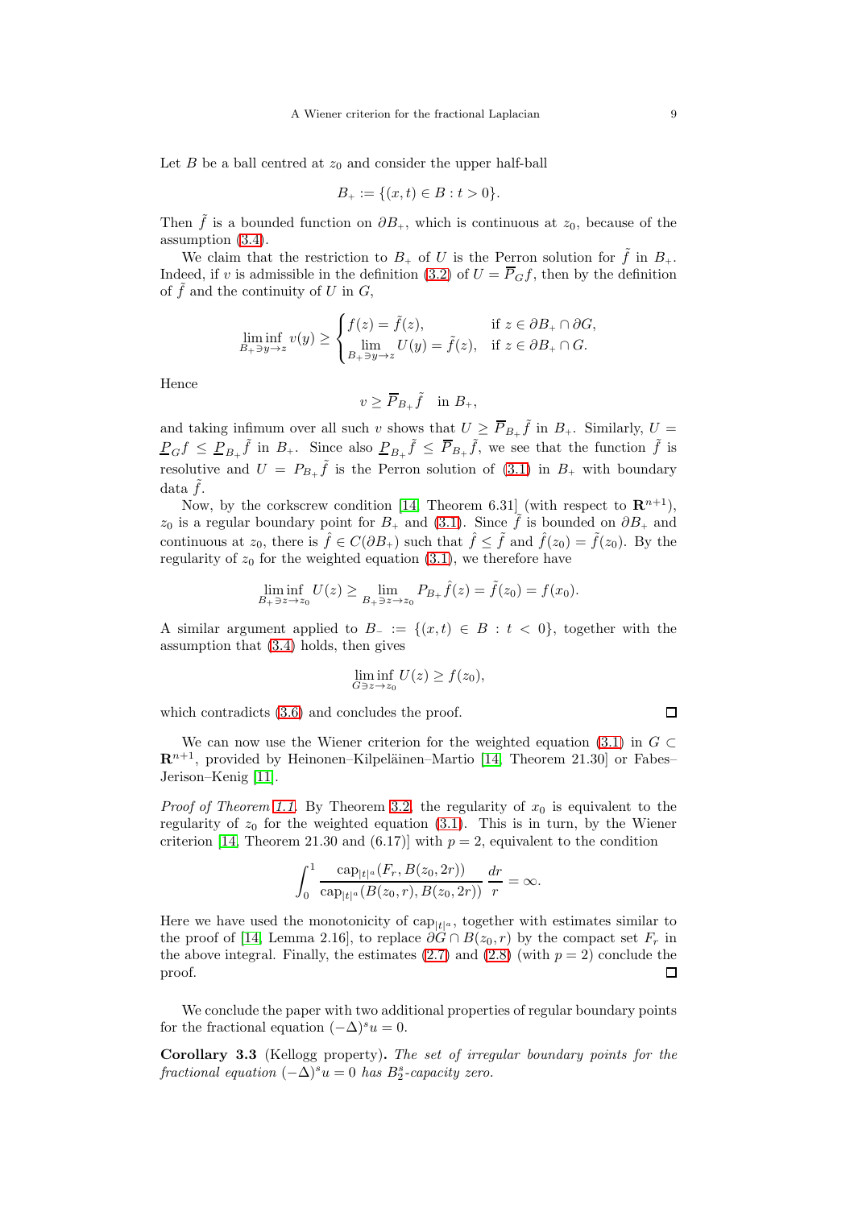Let $B$ be a ball centred at $z_0$ and consider the upper half-ball

$$B_+ := \{(x,t) \in B : t > 0\}.$$

Then $\tilde f$ is a bounded function on $\partial B_+$, which is continuous at $z_0$, because of the assumption (3.4).

We claim that the restriction to $B_+$ of $U$ is the Perron solution for $\tilde f$ in $B_+$. Indeed, if $v$ is admissible in the definition (3.2) of $U = \overline{P}_G f$, then by the definition of $\tilde f$ and the continuity of $U$ in $G$,

$$\liminf_{B_+ \ni y \to z} v(y) \ge \begin{cases} f(z) = \tilde f(z), & \text{if } z \in \partial B_+ \cap \partial G, \\ \lim\limits_{B_+ \ni y \to z} U(y) = \tilde f(z), & \text{if } z \in \partial B_+ \cap G. \end{cases}$$

Hence

$$v \ge \overline{P}_{B_+} \tilde f \quad \text{in } B_+,$$

and taking infimum over all such $v$ shows that $U \ge \overline{P}_{B_+} \tilde f$ in $B_+$. Similarly, $U = \underline{P}_G f \le \underline{P}_{B_+} \tilde f$ in $B_+$. Since also $\underline{P}_{B_+} \tilde f \le \overline{P}_{B_+} \tilde f$, we see that the function $\tilde f$ is resolutive and $U = P_{B_+} \tilde f$ is the Perron solution of (3.1) in $B_+$ with boundary data $\tilde f$.

Now, by the corkscrew condition [14, Theorem 6.31] (with respect to $\mathbf{R}^{n+1}$), $z_0$ is a regular boundary point for $B_+$ and (3.1). Since $\tilde f$ is bounded on $\partial B_+$ and continuous at $z_0$, there is $\hat f \in C(\partial B_+)$ such that $\hat f \le \tilde f$ and $\hat f(z_0) = \tilde f(z_0)$. By the regularity of $z_0$ for the weighted equation (3.1), we therefore have

$$\liminf_{B_+ \ni z \to z_0} U(z) \ge \lim_{B_+ \ni z \to z_0} P_{B_+} \hat f(z) = \tilde f(z_0) = f(x_0).$$

A similar argument applied to $B_- := \{(x,t) \in B : t < 0\}$, together with the assumption that (3.4) holds, then gives

$$\liminf_{G \ni z \to z_0} U(z) \ge f(z_0),$$

which contradicts (3.6) and concludes the proof. □

We can now use the Wiener criterion for the weighted equation (3.1) in $G \subset \mathbf{R}^{n+1}$, provided by Heinonen–Kilpeläinen–Martio [14, Theorem 21.30] or Fabes–Jerison–Kenig [11].

*Proof of Theorem 1.1.* By Theorem 3.2, the regularity of $x_0$ is equivalent to the regularity of $z_0$ for the weighted equation (3.1). This is in turn, by the Wiener criterion [14, Theorem 21.30 and (6.17)] with $p = 2$, equivalent to the condition

$$\int_0^1 \frac{\operatorname{cap}_{|t|^a}(F_r, B(z_0, 2r))}{\operatorname{cap}_{|t|^a}(B(z_0, r), B(z_0, 2r))} \, \frac{dr}{r} = \infty.$$

Here we have used the monotonicity of $\operatorname{cap}_{|t|^a}$, together with estimates similar to the proof of [14, Lemma 2.16], to replace $\partial G \cap B(z_0, r)$ by the compact set $F_r$ in the above integral. Finally, the estimates (2.7) and (2.8) (with $p = 2$) conclude the proof. □

We conclude the paper with two additional properties of regular boundary points for the fractional equation $(-\Delta)^s u = 0$.

**Corollary 3.3** (Kellogg property)**.** *The set of irregular boundary points for the fractional equation $(-\Delta)^s u = 0$ has $B_2^s$-capacity zero.*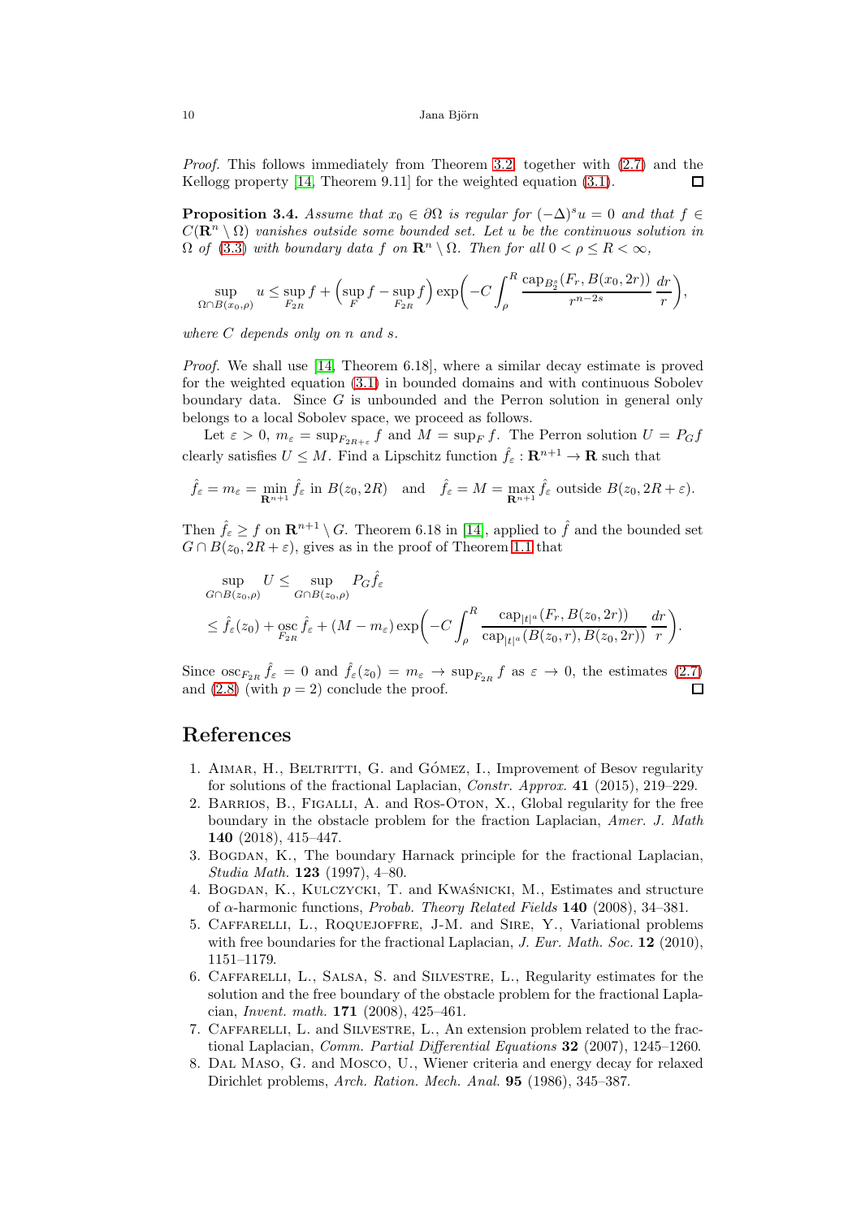*Proof.* This follows immediately from Theorem 3.2 together with (2.7) and the Kellogg property [14, Theorem 9.11] for the weighted equation (3.1). ∎

**Proposition 3.4.** *Assume that $x_0 \in \partial\Omega$ is regular for $(-\Delta)^s u = 0$ and that $f \in C(\mathbf{R}^n \setminus \Omega)$ vanishes outside some bounded set. Let $u$ be the continuous solution in $\Omega$ of (3.3) with boundary data $f$ on $\mathbf{R}^n \setminus \Omega$. Then for all $0 < \rho \le R < \infty$,*

$$\sup_{\Omega\cap B(x_0,\rho)} u \le \sup_{F_{2R}} f + \Bigl(\sup_F f - \sup_{F_{2R}} f\Bigr) \exp\biggl(-C \int_\rho^R \frac{\operatorname{cap}_{B_2^s}(F_r, B(x_0,2r))}{r^{n-2s}} \,\frac{dr}{r}\biggr),$$

*where $C$ depends only on $n$ and $s$.*

*Proof.* We shall use [14, Theorem 6.18], where a similar decay estimate is proved for the weighted equation (3.1) in bounded domains and with continuous Sobolev boundary data. Since $G$ is unbounded and the Perron solution in general only belongs to a local Sobolev space, we proceed as follows.

Let $\varepsilon > 0$, $m_\varepsilon = \sup_{F_{2R+\varepsilon}} f$ and $M = \sup_F f$. The Perron solution $U = P_G f$ clearly satisfies $U \le M$. Find a Lipschitz function $\hat f_\varepsilon : \mathbf{R}^{n+1} \to \mathbf{R}$ such that

$$\hat f_\varepsilon = m_\varepsilon = \min_{\mathbf{R}^{n+1}} \hat f_\varepsilon \text{ in } B(z_0, 2R) \quad \text{and} \quad \hat f_\varepsilon = M = \max_{\mathbf{R}^{n+1}} \hat f_\varepsilon \text{ outside } B(z_0, 2R+\varepsilon).$$

Then $\hat f_\varepsilon \ge f$ on $\mathbf{R}^{n+1} \setminus G$. Theorem 6.18 in [14], applied to $\hat f$ and the bounded set $G \cap B(z_0, 2R+\varepsilon)$, gives as in the proof of Theorem 1.1 that

$$\begin{aligned}
&\sup_{G\cap B(z_0,\rho)} U \le \sup_{G\cap B(z_0,\rho)} P_G \hat f_\varepsilon \\
&\le \hat f_\varepsilon(z_0) + \operatorname*{osc}_{F_{2R}} \hat f_\varepsilon + (M - m_\varepsilon) \exp\biggl(-C \int_\rho^R \frac{\operatorname{cap}_{|t|^a}(F_r, B(z_0,2r))}{\operatorname{cap}_{|t|^a}(B(z_0,r), B(z_0,2r))} \,\frac{dr}{r}\biggr).
\end{aligned}$$

Since $\operatorname{osc}_{F_{2R}} \hat f_\varepsilon = 0$ and $\hat f_\varepsilon(z_0) = m_\varepsilon \to \sup_{F_{2R}} f$ as $\varepsilon \to 0$, the estimates (2.7) and (2.8) (with $p = 2$) conclude the proof. ∎

# References

1. Aimar, H., Beltritti, G. and Gómez, I., Improvement of Besov regularity for solutions of the fractional Laplacian, *Constr. Approx.* **41** (2015), 219–229.
2. Barrios, B., Figalli, A. and Ros-Oton, X., Global regularity for the free boundary in the obstacle problem for the fraction Laplacian, *Amer. J. Math* **140** (2018), 415–447.
3. Bogdan, K., The boundary Harnack principle for the fractional Laplacian, *Studia Math.* **123** (1997), 4–80.
4. Bogdan, K., Kulczycki, T. and Kwaśnicki, M., Estimates and structure of $\alpha$-harmonic functions, *Probab. Theory Related Fields* **140** (2008), 34–381.
5. Caffarelli, L., Roquejoffre, J-M. and Sire, Y., Variational problems with free boundaries for the fractional Laplacian, *J. Eur. Math. Soc.* **12** (2010), 1151–1179.
6. Caffarelli, L., Salsa, S. and Silvestre, L., Regularity estimates for the solution and the free boundary of the obstacle problem for the fractional Laplacian, *Invent. math.* **171** (2008), 425–461.
7. Caffarelli, L. and Silvestre, L., An extension problem related to the fractional Laplacian, *Comm. Partial Differential Equations* **32** (2007), 1245–1260.
8. Dal Maso, G. and Mosco, U., Wiener criteria and energy decay for relaxed Dirichlet problems, *Arch. Ration. Mech. Anal.* **95** (1986), 345–387.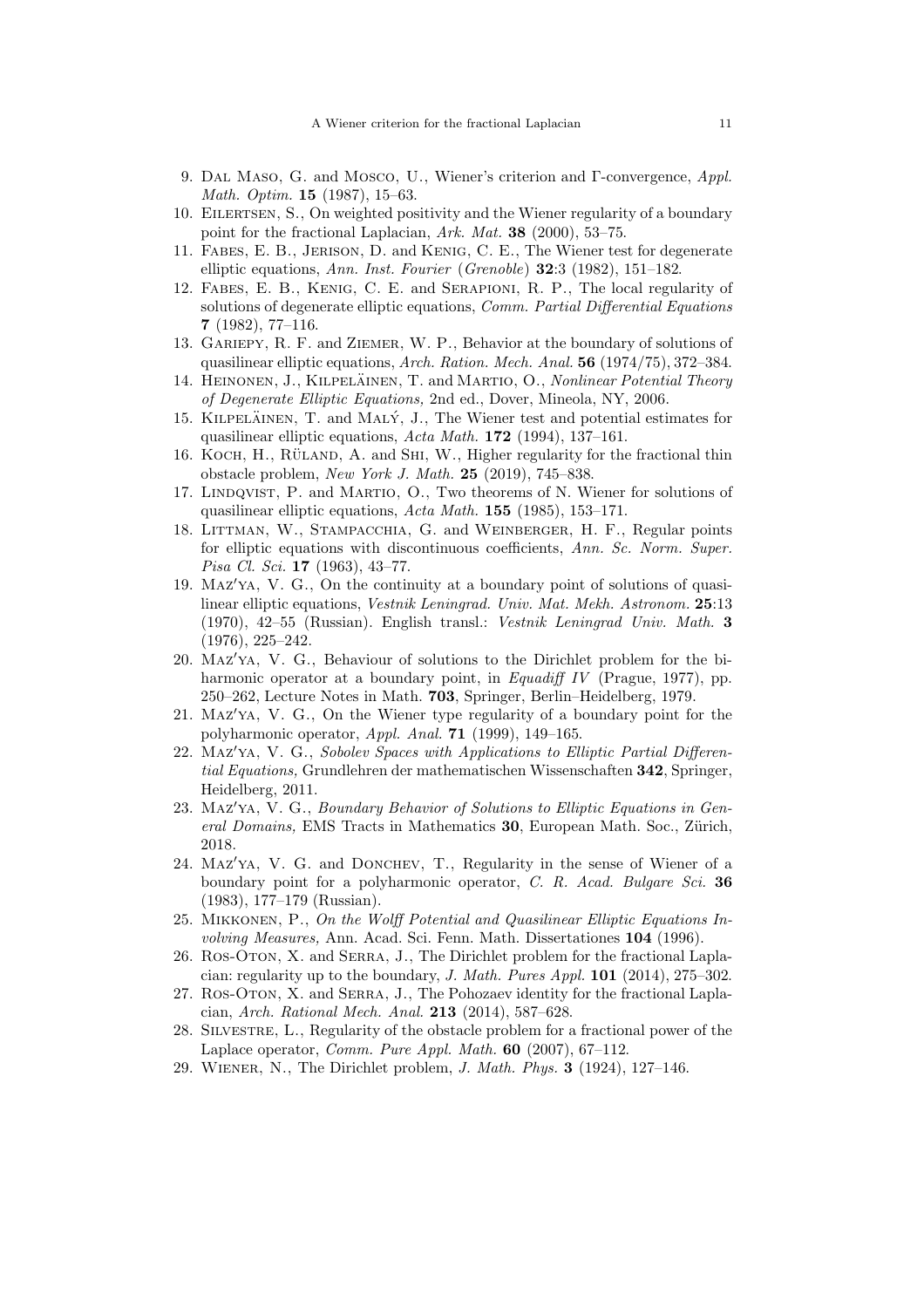9. Dal Maso, G. and Mosco, U., Wiener's criterion and Γ-convergence, *Appl. Math. Optim.* **15** (1987), 15–63.
10. Eilertsen, S., On weighted positivity and the Wiener regularity of a boundary point for the fractional Laplacian, *Ark. Mat.* **38** (2000), 53–75.
11. Fabes, E. B., Jerison, D. and Kenig, C. E., The Wiener test for degenerate elliptic equations, *Ann. Inst. Fourier (Grenoble)* **32**:3 (1982), 151–182.
12. Fabes, E. B., Kenig, C. E. and Serapioni, R. P., The local regularity of solutions of degenerate elliptic equations, *Comm. Partial Differential Equations* **7** (1982), 77–116.
13. Gariepy, R. F. and Ziemer, W. P., Behavior at the boundary of solutions of quasilinear elliptic equations, *Arch. Ration. Mech. Anal.* **56** (1974/75), 372–384.
14. Heinonen, J., Kilpeläinen, T. and Martio, O., *Nonlinear Potential Theory of Degenerate Elliptic Equations,* 2nd ed., Dover, Mineola, NY, 2006.
15. Kilpeläinen, T. and Malý, J., The Wiener test and potential estimates for quasilinear elliptic equations, *Acta Math.* **172** (1994), 137–161.
16. Koch, H., Rüland, A. and Shi, W., Higher regularity for the fractional thin obstacle problem, *New York J. Math.* **25** (2019), 745–838.
17. Lindqvist, P. and Martio, O., Two theorems of N. Wiener for solutions of quasilinear elliptic equations, *Acta Math.* **155** (1985), 153–171.
18. Littman, W., Stampacchia, G. and Weinberger, H. F., Regular points for elliptic equations with discontinuous coefficients, *Ann. Sc. Norm. Super. Pisa Cl. Sci.* **17** (1963), 43–77.
19. Maz′ya, V. G., On the continuity at a boundary point of solutions of quasilinear elliptic equations, *Vestnik Leningrad. Univ. Mat. Mekh. Astronom.* **25**:13 (1970), 42–55 (Russian). English transl.: *Vestnik Leningrad Univ. Math.* **3** (1976), 225–242.
20. Maz′ya, V. G., Behaviour of solutions to the Dirichlet problem for the biharmonic operator at a boundary point, in *Equadiff IV* (Prague, 1977), pp. 250–262, Lecture Notes in Math. **703**, Springer, Berlin–Heidelberg, 1979.
21. Maz′ya, V. G., On the Wiener type regularity of a boundary point for the polyharmonic operator, *Appl. Anal.* **71** (1999), 149–165.
22. Maz′ya, V. G., *Sobolev Spaces with Applications to Elliptic Partial Differential Equations,* Grundlehren der mathematischen Wissenschaften **342**, Springer, Heidelberg, 2011.
23. Maz′ya, V. G., *Boundary Behavior of Solutions to Elliptic Equations in General Domains,* EMS Tracts in Mathematics **30**, European Math. Soc., Zürich, 2018.
24. Maz′ya, V. G. and Donchev, T., Regularity in the sense of Wiener of a boundary point for a polyharmonic operator, *C. R. Acad. Bulgare Sci.* **36** (1983), 177–179 (Russian).
25. Mikkonen, P., *On the Wolff Potential and Quasilinear Elliptic Equations Involving Measures,* Ann. Acad. Sci. Fenn. Math. Dissertationes **104** (1996).
26. Ros-Oton, X. and Serra, J., The Dirichlet problem for the fractional Laplacian: regularity up to the boundary, *J. Math. Pures Appl.* **101** (2014), 275–302.
27. Ros-Oton, X. and Serra, J., The Pohozaev identity for the fractional Laplacian, *Arch. Rational Mech. Anal.* **213** (2014), 587–628.
28. Silvestre, L., Regularity of the obstacle problem for a fractional power of the Laplace operator, *Comm. Pure Appl. Math.* **60** (2007), 67–112.
29. Wiener, N., The Dirichlet problem, *J. Math. Phys.* **3** (1924), 127–146.